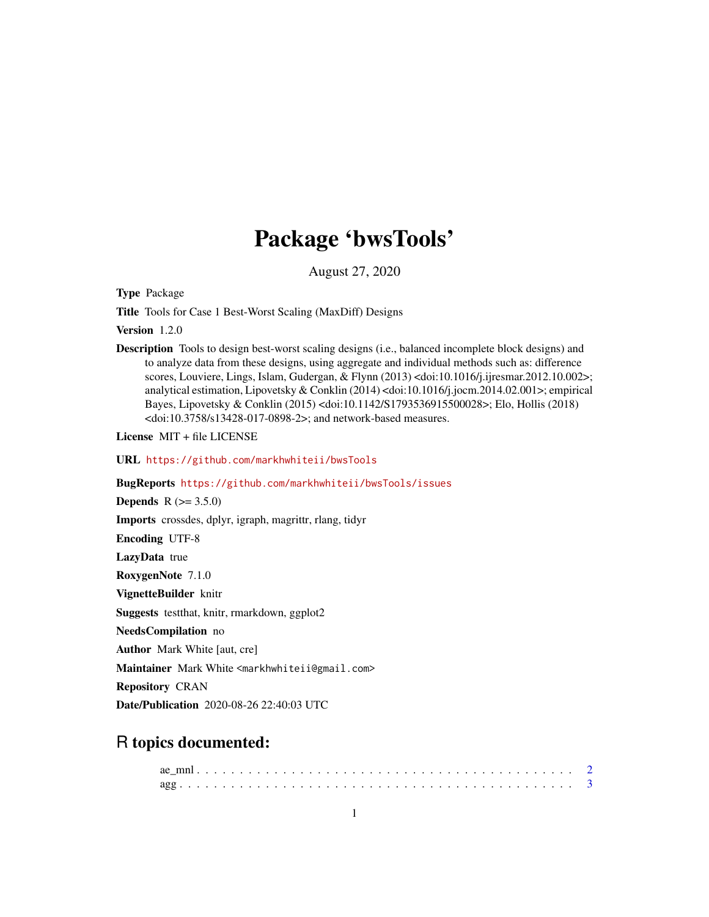# Package 'bwsTools'

August 27, 2020

**Type** Package

**Title** Tools for Case 1 Best-Worst Scaling (MaxDiff) Designs

**Version** 1.2.0

**Description** Tools to design best-worst scaling designs (i.e., balanced incomplete block designs) and to analyze data from these designs, using aggregate and individual methods such as: difference scores, Louviere, Lings, Islam, Gudergan, & Flynn (2013) <doi:10.1016/j.ijresmar.2012.10.002>; analytical estimation, Lipovetsky & Conklin (2014) <doi:10.1016/j.jocm.2014.02.001>; empirical Bayes, Lipovetsky & Conklin (2015) <doi:10.1142/S1793536915500028>; Elo, Hollis (2018) <doi:10.3758/s13428-017-0898-2>; and network-based measures.

**License** MIT + file LICENSE

**URL** https://github.com/markhwhiteii/bwsTools

**BugReports** https://github.com/markhwhiteii/bwsTools/issues

**Depends** R (>= 3.5.0)

**Imports** crossdes, dplyr, igraph, magrittr, rlang, tidyr

**Encoding** UTF-8

**LazyData** true

**RoxygenNote** 7.1.0

**VignetteBuilder** knitr

**Suggests** testthat, knitr, rmarkdown, ggplot2

**NeedsCompilation** no

**Author** Mark White [aut, cre]

**Maintainer** Mark White <markhwhiteii@gmail.com>

**Repository** CRAN

**Date/Publication** 2020-08-26 22:40:03 UTC

## R topics documented:

ae_mnl . . . . . . . . . . . . . . . . . . . . . . . . . . . . . . . . . . . . . . . . . 2
agg . . . . . . . . . . . . . . . . . . . . . . . . . . . . . . . . . . . . . . . . . . . 3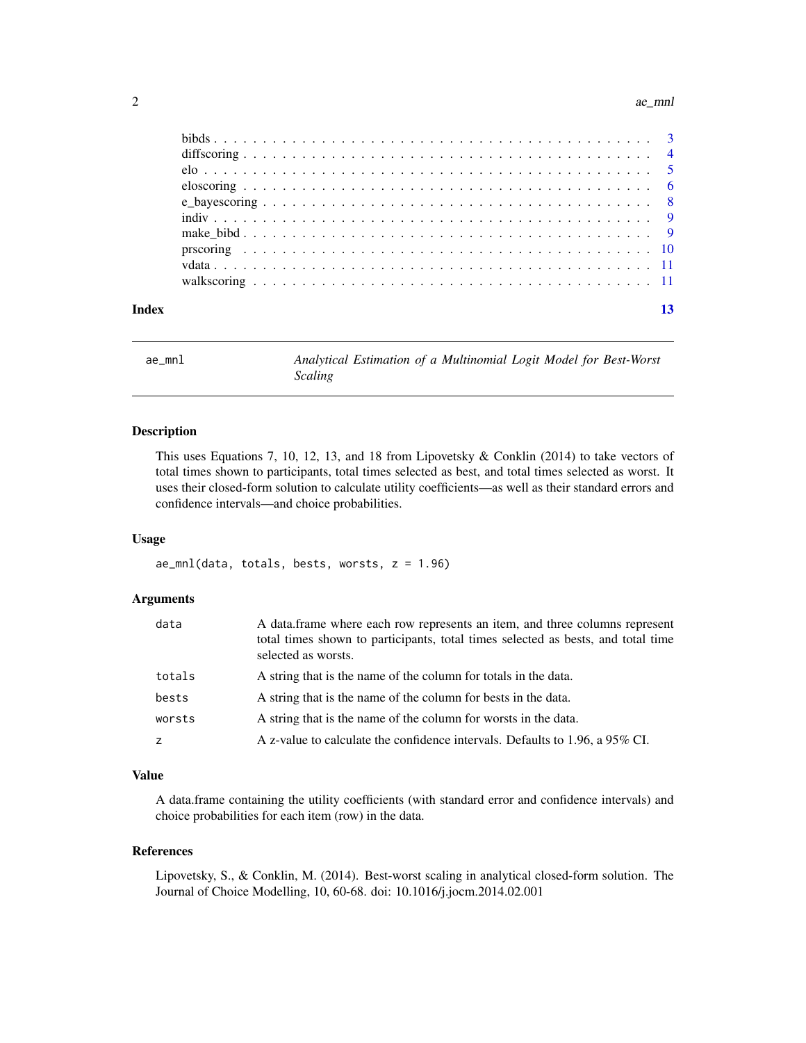| | |
|---|---|
| bibds | 3 |
| diffscoring | 4 |
| elo | 5 |
| eloscoring | 6 |
| e_bayescoring | 8 |
| indiv | 9 |
| make_bibd | 9 |
| prscoring | 10 |
| vdata | 11 |
| walkscoring | 11 |

**Index** **13**

---

## ae_mnl — *Analytical Estimation of a Multinomial Logit Model for Best-Worst Scaling*

### Description

This uses Equations 7, 10, 12, 13, and 18 from Lipovetsky & Conklin (2014) to take vectors of total times shown to participants, total times selected as best, and total times selected as worst. It uses their closed-form solution to calculate utility coefficients—as well as their standard errors and confidence intervals—and choice probabilities.

### Usage

```
ae_mnl(data, totals, bests, worsts, z = 1.96)
```

### Arguments

| | |
|---|---|
| `data` | A data.frame where each row represents an item, and three columns represent total times shown to participants, total times selected as bests, and total time selected as worsts. |
| `totals` | A string that is the name of the column for totals in the data. |
| `bests` | A string that is the name of the column for bests in the data. |
| `worsts` | A string that is the name of the column for worsts in the data. |
| `z` | A z-value to calculate the confidence intervals. Defaults to 1.96, a 95% CI. |

### Value

A data.frame containing the utility coefficients (with standard error and confidence intervals) and choice probabilities for each item (row) in the data.

### References

Lipovetsky, S., & Conklin, M. (2014). Best-worst scaling in analytical closed-form solution. The Journal of Choice Modelling, 10, 60-68. doi: 10.1016/j.jocm.2014.02.001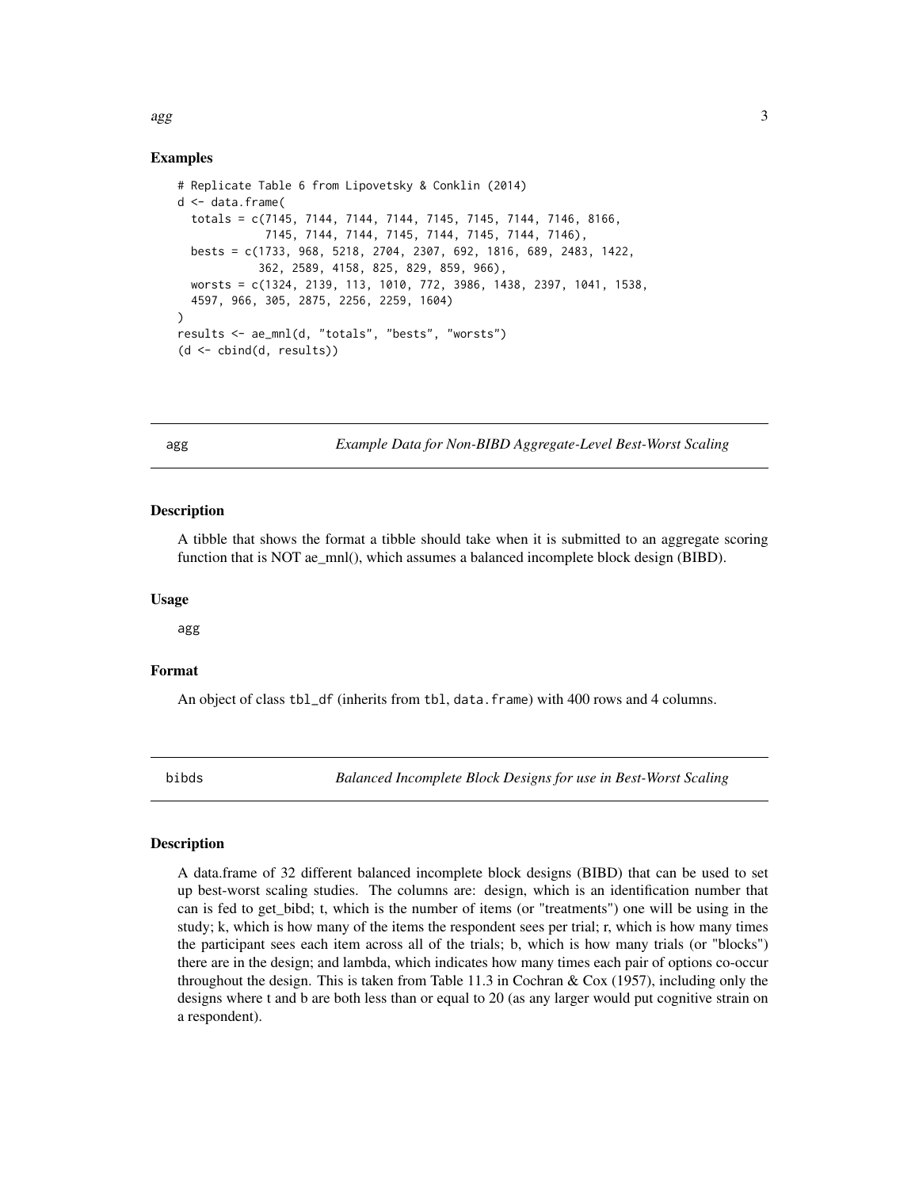## Examples

```
# Replicate Table 6 from Lipovetsky & Conklin (2014)
d <- data.frame(
  totals = c(7145, 7144, 7144, 7144, 7145, 7145, 7144, 7146, 8166,
             7145, 7144, 7144, 7145, 7144, 7145, 7144, 7146),
  bests = c(1733, 968, 5218, 2704, 2307, 692, 1816, 689, 2483, 1422,
            362, 2589, 4158, 825, 829, 859, 966),
  worsts = c(1324, 2139, 113, 1010, 772, 3986, 1438, 2397, 1041, 1538,
  4597, 966, 305, 2875, 2256, 2259, 1604)
)
results <- ae_mnl(d, "totals", "bests", "worsts")
(d <- cbind(d, results))
```

# agg — *Example Data for Non-BIBD Aggregate-Level Best-Worst Scaling*

## Description

A tibble that shows the format a tibble should take when it is submitted to an aggregate scoring function that is NOT ae_mnl(), which assumes a balanced incomplete block design (BIBD).

## Usage

```
agg
```

## Format

An object of class `tbl_df` (inherits from `tbl`, `data.frame`) with 400 rows and 4 columns.

# bibds — *Balanced Incomplete Block Designs for use in Best-Worst Scaling*

## Description

A data.frame of 32 different balanced incomplete block designs (BIBD) that can be used to set up best-worst scaling studies. The columns are: design, which is an identification number that can is fed to get_bibd; t, which is the number of items (or "treatments") one will be using in the study; k, which is how many of the items the respondent sees per trial; r, which is how many times the participant sees each item across all of the trials; b, which is how many trials (or "blocks") there are in the design; and lambda, which indicates how many times each pair of options co-occur throughout the design. This is taken from Table 11.3 in Cochran & Cox (1957), including only the designs where t and b are both less than or equal to 20 (as any larger would put cognitive strain on a respondent).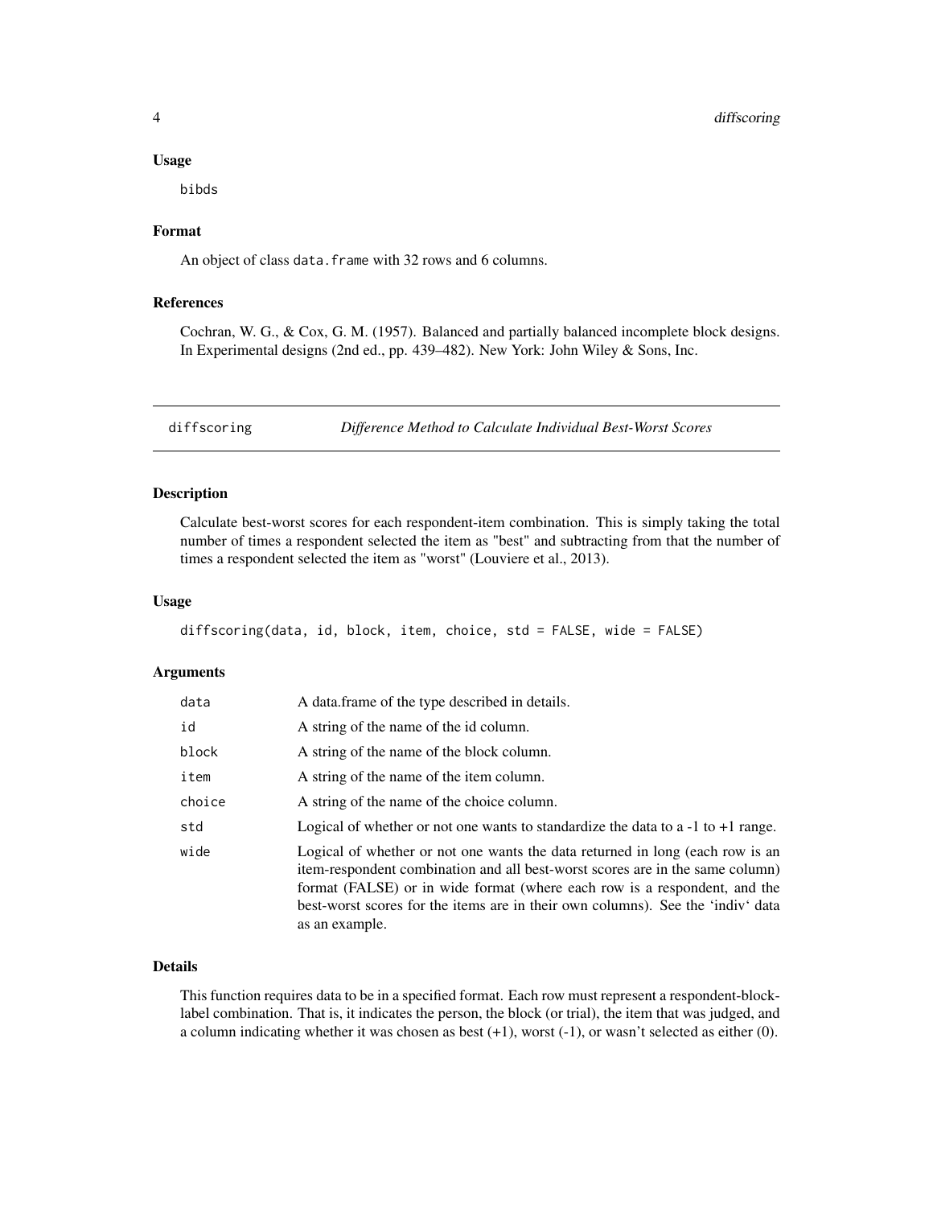### Usage

```
bibds
```

### Format

An object of class `data.frame` with 32 rows and 6 columns.

### References

Cochran, W. G., & Cox, G. M. (1957). Balanced and partially balanced incomplete block designs. In Experimental designs (2nd ed., pp. 439–482). New York: John Wiley & Sons, Inc.

---

## diffscoring — *Difference Method to Calculate Individual Best-Worst Scores*

---

### Description

Calculate best-worst scores for each respondent-item combination. This is simply taking the total number of times a respondent selected the item as "best" and subtracting from that the number of times a respondent selected the item as "worst" (Louviere et al., 2013).

### Usage

```
diffscoring(data, id, block, item, choice, std = FALSE, wide = FALSE)
```

### Arguments

| | |
|---|---|
| `data` | A data.frame of the type described in details. |
| `id` | A string of the name of the id column. |
| `block` | A string of the name of the block column. |
| `item` | A string of the name of the item column. |
| `choice` | A string of the name of the choice column. |
| `std` | Logical of whether or not one wants to standardize the data to a -1 to +1 range. |
| `wide` | Logical of whether or not one wants the data returned in long (each row is an item-respondent combination and all best-worst scores are in the same column) format (FALSE) or in wide format (where each row is a respondent, and the best-worst scores for the items are in their own columns). See the 'indiv' data as an example. |

### Details

This function requires data to be in a specified format. Each row must represent a respondent-block-label combination. That is, it indicates the person, the block (or trial), the item that was judged, and a column indicating whether it was chosen as best (+1), worst (-1), or wasn't selected as either (0).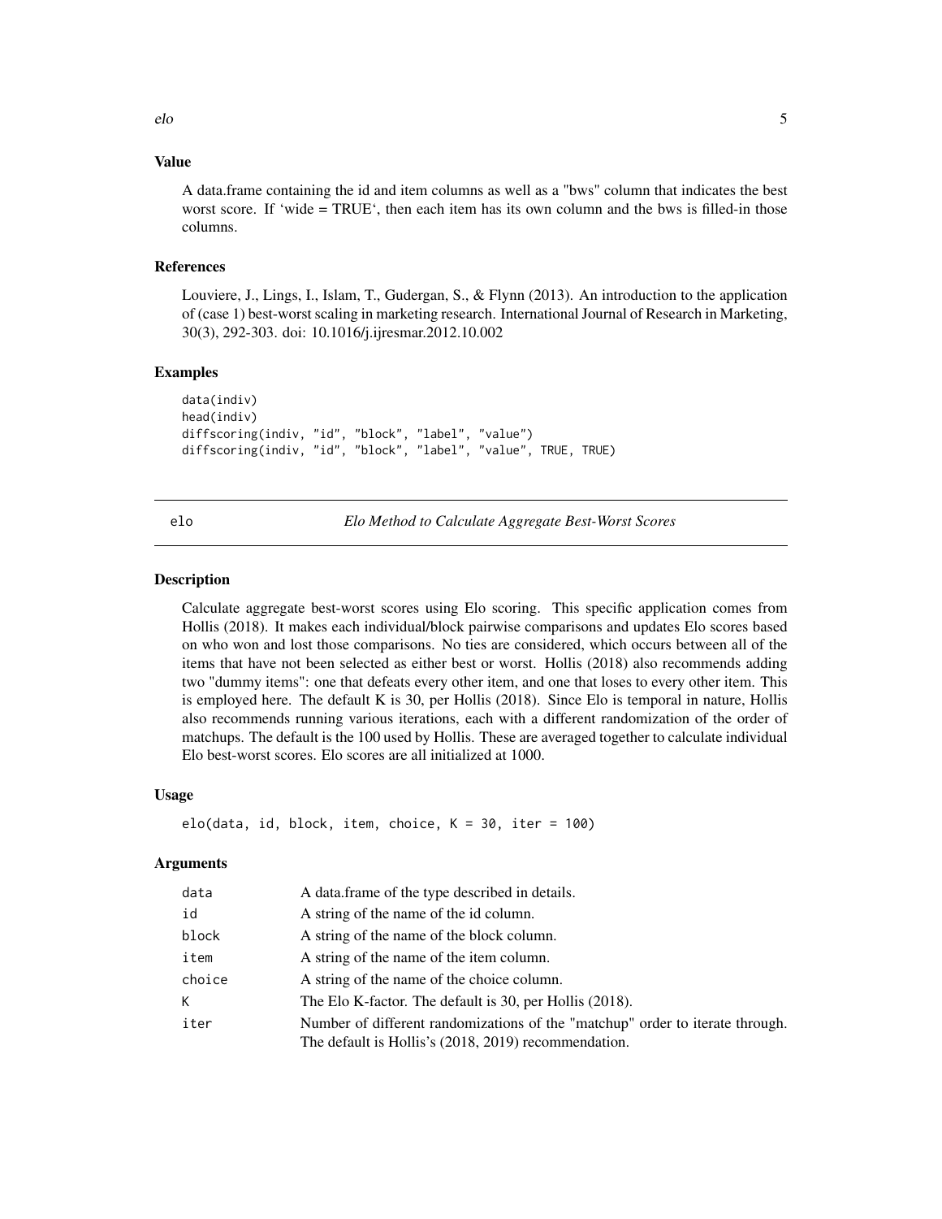### Value

A data.frame containing the id and item columns as well as a "bws" column that indicates the best worst score. If 'wide = TRUE', then each item has its own column and the bws is filled-in those columns.

### References

Louviere, J., Lings, I., Islam, T., Gudergan, S., & Flynn (2013). An introduction to the application of (case 1) best-worst scaling in marketing research. International Journal of Research in Marketing, 30(3), 292-303. doi: 10.1016/j.ijresmar.2012.10.002

### Examples

```
data(indiv)
head(indiv)
diffscoring(indiv, "id", "block", "label", "value")
diffscoring(indiv, "id", "block", "label", "value", TRUE, TRUE)
```

---

## elo — *Elo Method to Calculate Aggregate Best-Worst Scores*

### Description

Calculate aggregate best-worst scores using Elo scoring. This specific application comes from Hollis (2018). It makes each individual/block pairwise comparisons and updates Elo scores based on who won and lost those comparisons. No ties are considered, which occurs between all of the items that have not been selected as either best or worst. Hollis (2018) also recommends adding two "dummy items": one that defeats every other item, and one that loses to every other item. This is employed here. The default K is 30, per Hollis (2018). Since Elo is temporal in nature, Hollis also recommends running various iterations, each with a different randomization of the order of matchups. The default is the 100 used by Hollis. These are averaged together to calculate individual Elo best-worst scores. Elo scores are all initialized at 1000.

### Usage

```
elo(data, id, block, item, choice, K = 30, iter = 100)
```

### Arguments

| | |
|---|---|
| data | A data.frame of the type described in details. |
| id | A string of the name of the id column. |
| block | A string of the name of the block column. |
| item | A string of the name of the item column. |
| choice | A string of the name of the choice column. |
| K | The Elo K-factor. The default is 30, per Hollis (2018). |
| iter | Number of different randomizations of the "matchup" order to iterate through. The default is Hollis's (2018, 2019) recommendation. |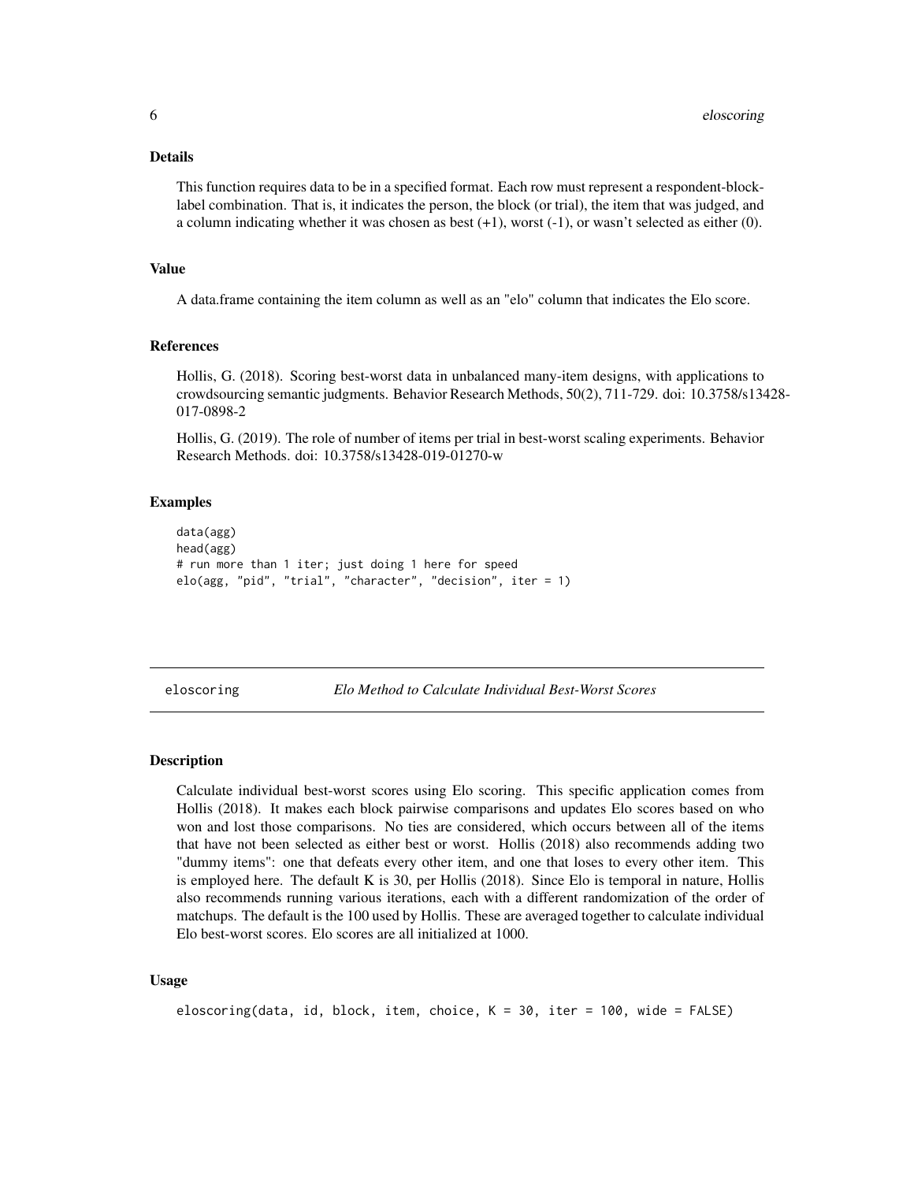### Details

This function requires data to be in a specified format. Each row must represent a respondent-block-label combination. That is, it indicates the person, the block (or trial), the item that was judged, and a column indicating whether it was chosen as best (+1), worst (-1), or wasn't selected as either (0).

### Value

A data.frame containing the item column as well as an "elo" column that indicates the Elo score.

### References

Hollis, G. (2018). Scoring best-worst data in unbalanced many-item designs, with applications to crowdsourcing semantic judgments. Behavior Research Methods, 50(2), 711-729. doi: 10.3758/s13428-017-0898-2

Hollis, G. (2019). The role of number of items per trial in best-worst scaling experiments. Behavior Research Methods. doi: 10.3758/s13428-019-01270-w

### Examples

```
data(agg)
head(agg)
# run more than 1 iter; just doing 1 here for speed
elo(agg, "pid", "trial", "character", "decision", iter = 1)
```

---

## eloscoring — *Elo Method to Calculate Individual Best-Worst Scores*

---

### Description

Calculate individual best-worst scores using Elo scoring. This specific application comes from Hollis (2018). It makes each block pairwise comparisons and updates Elo scores based on who won and lost those comparisons. No ties are considered, which occurs between all of the items that have not been selected as either best or worst. Hollis (2018) also recommends adding two "dummy items": one that defeats every other item, and one that loses to every other item. This is employed here. The default K is 30, per Hollis (2018). Since Elo is temporal in nature, Hollis also recommends running various iterations, each with a different randomization of the order of matchups. The default is the 100 used by Hollis. These are averaged together to calculate individual Elo best-worst scores. Elo scores are all initialized at 1000.

### Usage

```
eloscoring(data, id, block, item, choice, K = 30, iter = 100, wide = FALSE)
```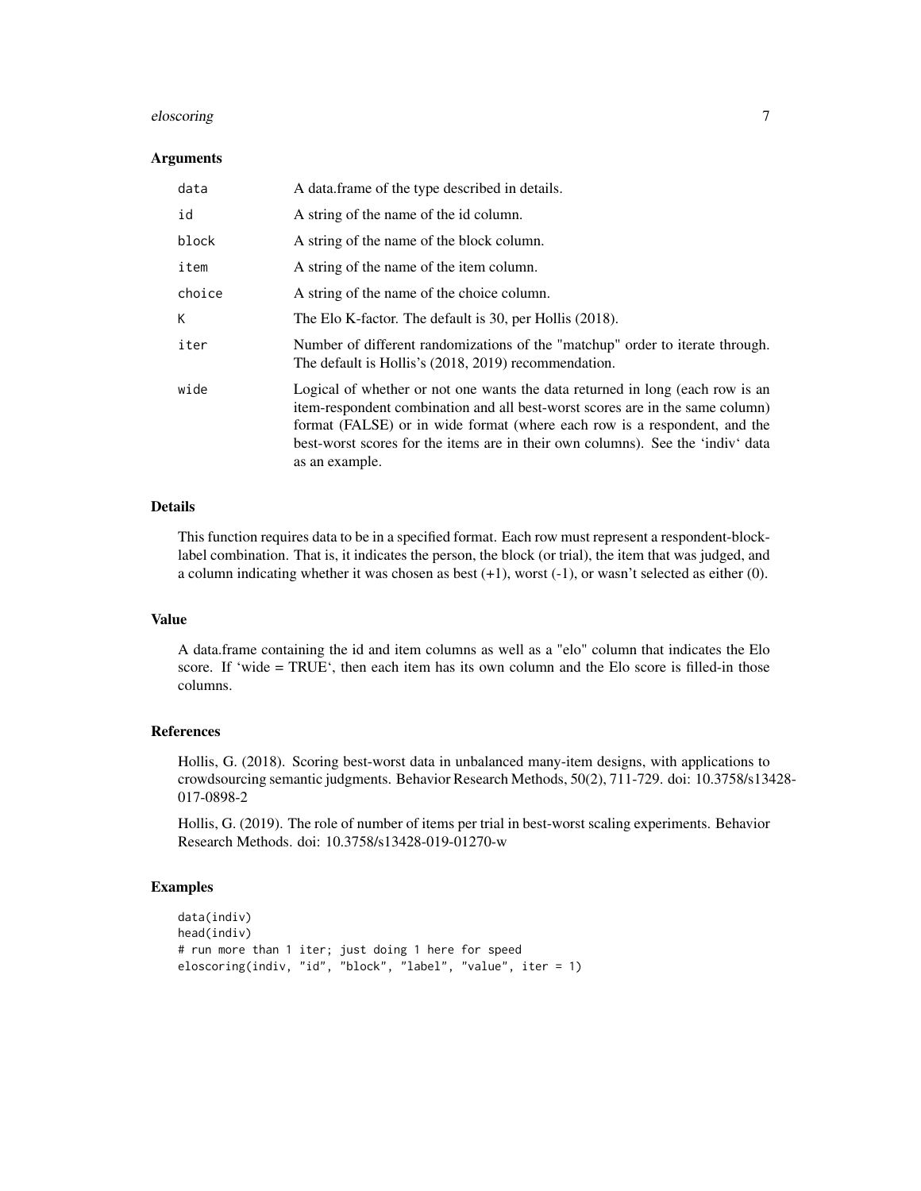### Arguments

| | |
|---|---|
| `data` | A data.frame of the type described in details. |
| `id` | A string of the name of the id column. |
| `block` | A string of the name of the block column. |
| `item` | A string of the name of the item column. |
| `choice` | A string of the name of the choice column. |
| `K` | The Elo K-factor. The default is 30, per Hollis (2018). |
| `iter` | Number of different randomizations of the "matchup" order to iterate through. The default is Hollis's (2018, 2019) recommendation. |
| `wide` | Logical of whether or not one wants the data returned in long (each row is an item-respondent combination and all best-worst scores are in the same column) format (FALSE) or in wide format (where each row is a respondent, and the best-worst scores for the items are in their own columns). See the 'indiv' data as an example. |

### Details

This function requires data to be in a specified format. Each row must represent a respondent-block-label combination. That is, it indicates the person, the block (or trial), the item that was judged, and a column indicating whether it was chosen as best (+1), worst (-1), or wasn't selected as either (0).

### Value

A data.frame containing the id and item columns as well as a "elo" column that indicates the Elo score. If 'wide = TRUE', then each item has its own column and the Elo score is filled-in those columns.

### References

Hollis, G. (2018). Scoring best-worst data in unbalanced many-item designs, with applications to crowdsourcing semantic judgments. Behavior Research Methods, 50(2), 711-729. doi: 10.3758/s13428-017-0898-2

Hollis, G. (2019). The role of number of items per trial in best-worst scaling experiments. Behavior Research Methods. doi: 10.3758/s13428-019-01270-w

### Examples

```
data(indiv)
head(indiv)
# run more than 1 iter; just doing 1 here for speed
eloscoring(indiv, "id", "block", "label", "value", iter = 1)
```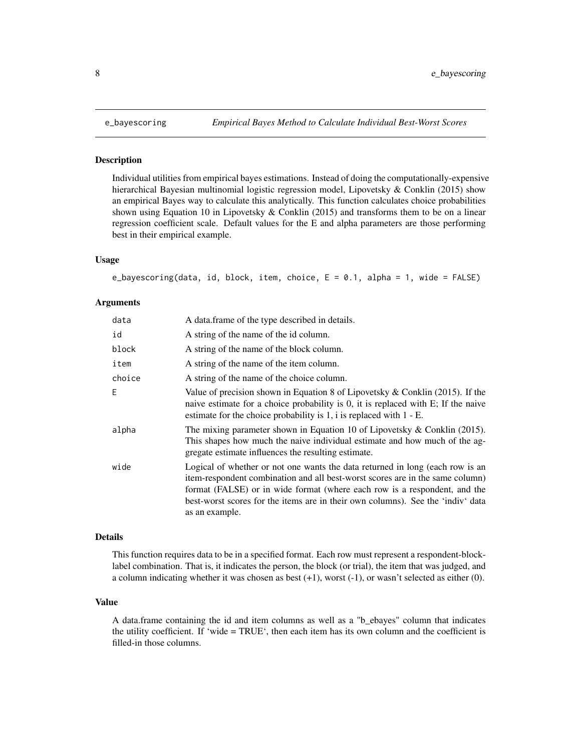## e_bayescoring — *Empirical Bayes Method to Calculate Individual Best-Worst Scores*

### Description

Individual utilities from empirical bayes estimations. Instead of doing the computationally-expensive hierarchical Bayesian multinomial logistic regression model, Lipovetsky & Conklin (2015) show an empirical Bayes way to calculate this analytically. This function calculates choice probabilities shown using Equation 10 in Lipovetsky & Conklin (2015) and transforms them to be on a linear regression coefficient scale. Default values for the E and alpha parameters are those performing best in their empirical example.

### Usage

```
e_bayescoring(data, id, block, item, choice, E = 0.1, alpha = 1, wide = FALSE)
```

### Arguments

| | |
|---|---|
| `data` | A data.frame of the type described in details. |
| `id` | A string of the name of the id column. |
| `block` | A string of the name of the block column. |
| `item` | A string of the name of the item column. |
| `choice` | A string of the name of the choice column. |
| `E` | Value of precision shown in Equation 8 of Lipovetsky & Conklin (2015). If the naive estimate for a choice probability is 0, it is replaced with E; If the naive estimate for the choice probability is 1, i is replaced with 1 - E. |
| `alpha` | The mixing parameter shown in Equation 10 of Lipovetsky & Conklin (2015). This shapes how much the naive individual estimate and how much of the aggregate estimate influences the resulting estimate. |
| `wide` | Logical of whether or not one wants the data returned in long (each row is an item-respondent combination and all best-worst scores are in the same column) format (FALSE) or in wide format (where each row is a respondent, and the best-worst scores for the items are in their own columns). See the 'indiv' data as an example. |

### Details

This function requires data to be in a specified format. Each row must represent a respondent-block-label combination. That is, it indicates the person, the block (or trial), the item that was judged, and a column indicating whether it was chosen as best (+1), worst (-1), or wasn't selected as either (0).

### Value

A data.frame containing the id and item columns as well as a "b_ebayes" column that indicates the utility coefficient. If 'wide = TRUE', then each item has its own column and the coefficient is filled-in those columns.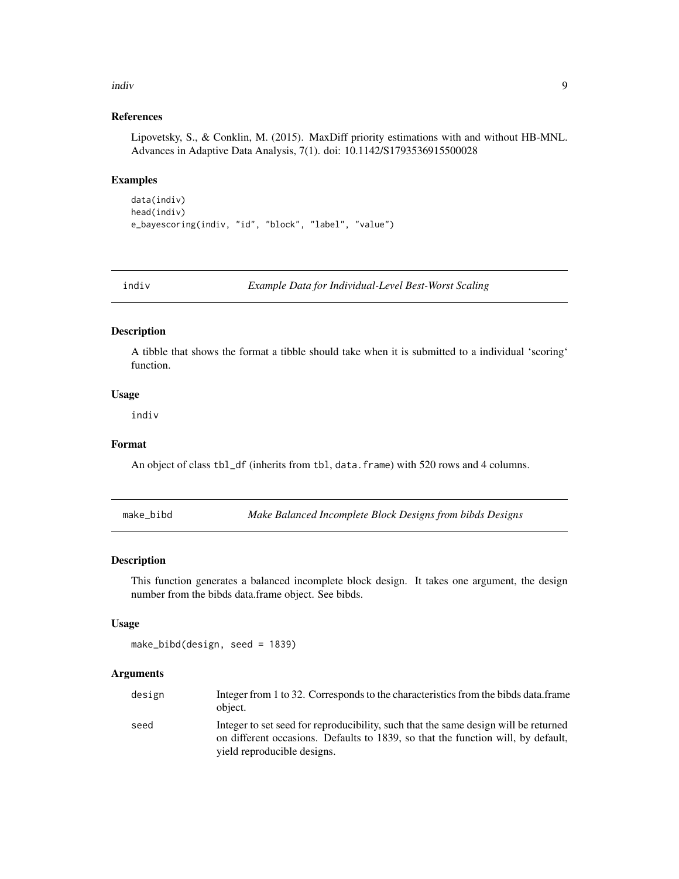### References

Lipovetsky, S., & Conklin, M. (2015). MaxDiff priority estimations with and without HB-MNL. Advances in Adaptive Data Analysis, 7(1). doi: 10.1142/S1793536915500028

### Examples

```
data(indiv)
head(indiv)
e_bayescoring(indiv, "id", "block", "label", "value")
```

---

## indiv — *Example Data for Individual-Level Best-Worst Scaling*

### Description

A tibble that shows the format a tibble should take when it is submitted to a individual 'scoring' function.

### Usage

```
indiv
```

### Format

An object of class `tbl_df` (inherits from `tbl`, `data.frame`) with 520 rows and 4 columns.

---

## make_bibd — *Make Balanced Incomplete Block Designs from bibds Designs*

### Description

This function generates a balanced incomplete block design. It takes one argument, the design number from the bibds data.frame object. See bibds.

### Usage

```
make_bibd(design, seed = 1839)
```

### Arguments

| | |
|---|---|
| `design` | Integer from 1 to 32. Corresponds to the characteristics from the bibds data.frame object. |
| `seed` | Integer to set seed for reproducibility, such that the same design will be returned on different occasions. Defaults to 1839, so that the function will, by default, yield reproducible designs. |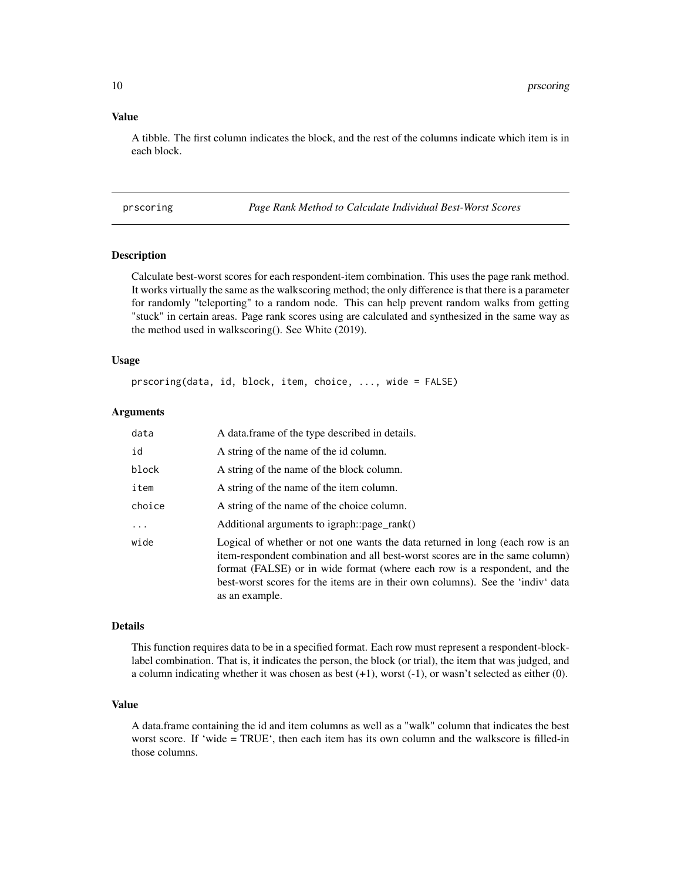### Value

A tibble. The first column indicates the block, and the rest of the columns indicate which item is in each block.

---

## prscoring *Page Rank Method to Calculate Individual Best-Worst Scores*

---

### Description

Calculate best-worst scores for each respondent-item combination. This uses the page rank method. It works virtually the same as the walkscoring method; the only difference is that there is a parameter for randomly "teleporting" to a random node. This can help prevent random walks from getting "stuck" in certain areas. Page rank scores using are calculated and synthesized in the same way as the method used in walkscoring(). See White (2019).

### Usage

```
prscoring(data, id, block, item, choice, ..., wide = FALSE)
```

### Arguments

| | |
|---|---|
| data | A data.frame of the type described in details. |
| id | A string of the name of the id column. |
| block | A string of the name of the block column. |
| item | A string of the name of the item column. |
| choice | A string of the name of the choice column. |
| ... | Additional arguments to igraph::page_rank() |
| wide | Logical of whether or not one wants the data returned in long (each row is an item-respondent combination and all best-worst scores are in the same column) format (FALSE) or in wide format (where each row is a respondent, and the best-worst scores for the items are in their own columns). See the 'indiv' data as an example. |

### Details

This function requires data to be in a specified format. Each row must represent a respondent-block-label combination. That is, it indicates the person, the block (or trial), the item that was judged, and a column indicating whether it was chosen as best (+1), worst (-1), or wasn't selected as either (0).

### Value

A data.frame containing the id and item columns as well as a "walk" column that indicates the best worst score. If 'wide = TRUE', then each item has its own column and the walkscore is filled-in those columns.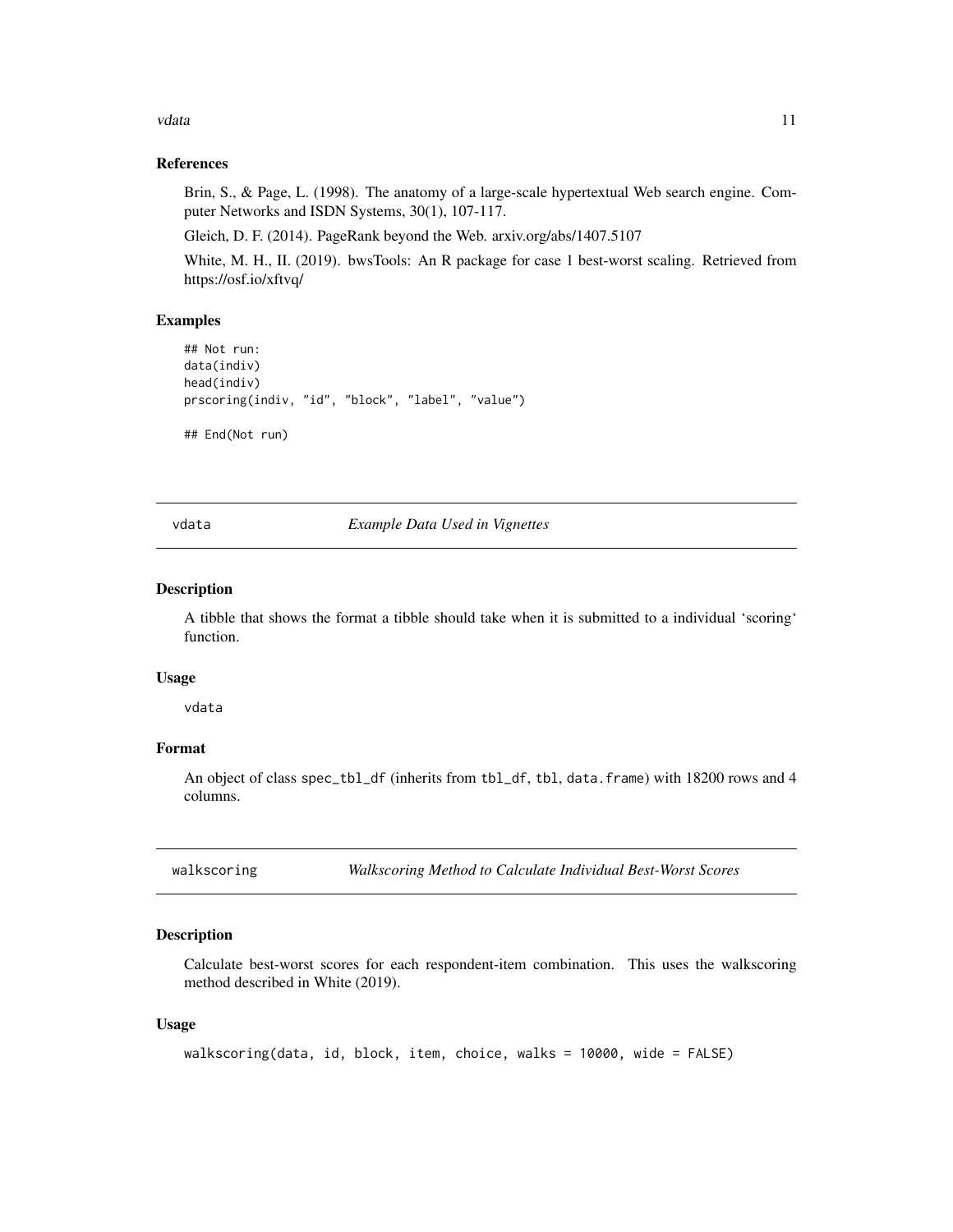## References

Brin, S., & Page, L. (1998). The anatomy of a large-scale hypertextual Web search engine. Computer Networks and ISDN Systems, 30(1), 107-117.

Gleich, D. F. (2014). PageRank beyond the Web. arxiv.org/abs/1407.5107

White, M. H., II. (2019). bwsTools: An R package for case 1 best-worst scaling. Retrieved from https://osf.io/xftvq/

## Examples

```
## Not run:
data(indiv)
head(indiv)
prscoring(indiv, "id", "block", "label", "value")

## End(Not run)
```

---

# vdata — *Example Data Used in Vignettes*

## Description

A tibble that shows the format a tibble should take when it is submitted to a individual 'scoring' function.

## Usage

```
vdata
```

## Format

An object of class spec_tbl_df (inherits from tbl_df, tbl, data.frame) with 18200 rows and 4 columns.

---

# walkscoring — *Walkscoring Method to Calculate Individual Best-Worst Scores*

## Description

Calculate best-worst scores for each respondent-item combination. This uses the walkscoring method described in White (2019).

## Usage

```
walkscoring(data, id, block, item, choice, walks = 10000, wide = FALSE)
```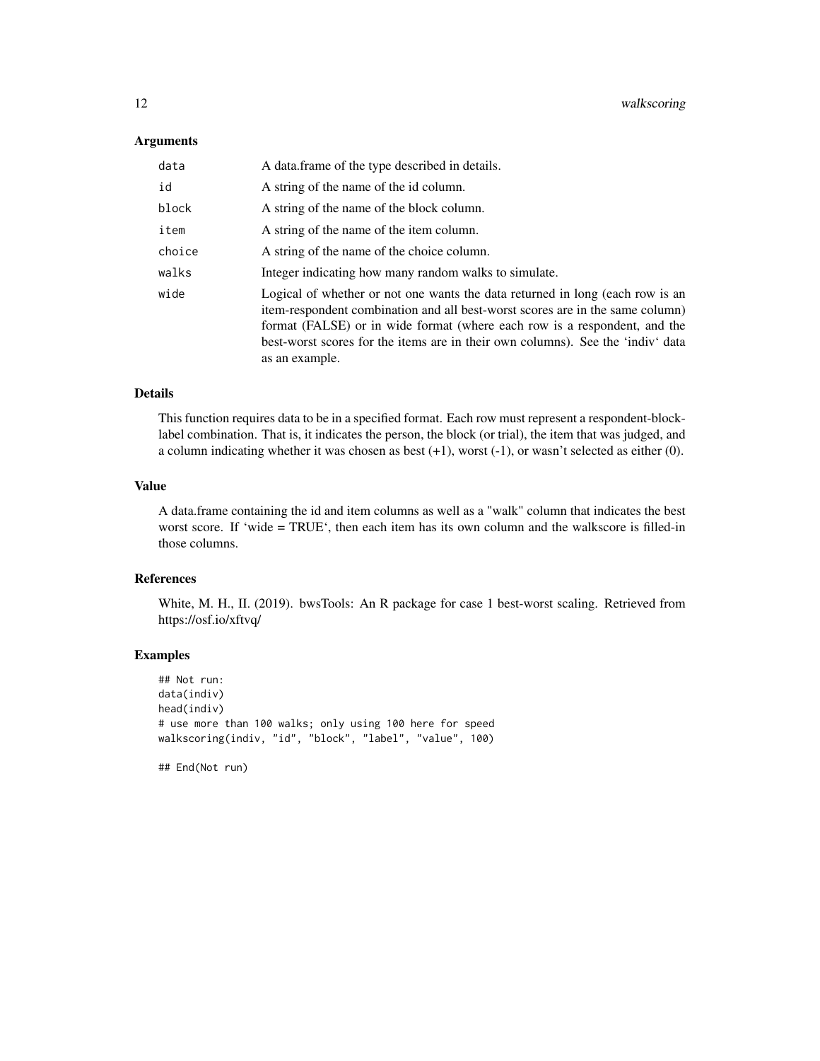## Arguments

| | |
|---|---|
| data | A data.frame of the type described in details. |
| id | A string of the name of the id column. |
| block | A string of the name of the block column. |
| item | A string of the name of the item column. |
| choice | A string of the name of the choice column. |
| walks | Integer indicating how many random walks to simulate. |
| wide | Logical of whether or not one wants the data returned in long (each row is an item-respondent combination and all best-worst scores are in the same column) format (FALSE) or in wide format (where each row is a respondent, and the best-worst scores for the items are in their own columns). See the 'indiv' data as an example. |

## Details

This function requires data to be in a specified format. Each row must represent a respondent-block-label combination. That is, it indicates the person, the block (or trial), the item that was judged, and a column indicating whether it was chosen as best (+1), worst (-1), or wasn't selected as either (0).

## Value

A data.frame containing the id and item columns as well as a "walk" column that indicates the best worst score. If 'wide = TRUE', then each item has its own column and the walkscore is filled-in those columns.

## References

White, M. H., II. (2019). bwsTools: An R package for case 1 best-worst scaling. Retrieved from https://osf.io/xftvq/

## Examples

```
## Not run:
data(indiv)
head(indiv)
# use more than 100 walks; only using 100 here for speed
walkscoring(indiv, "id", "block", "label", "value", 100)

## End(Not run)
```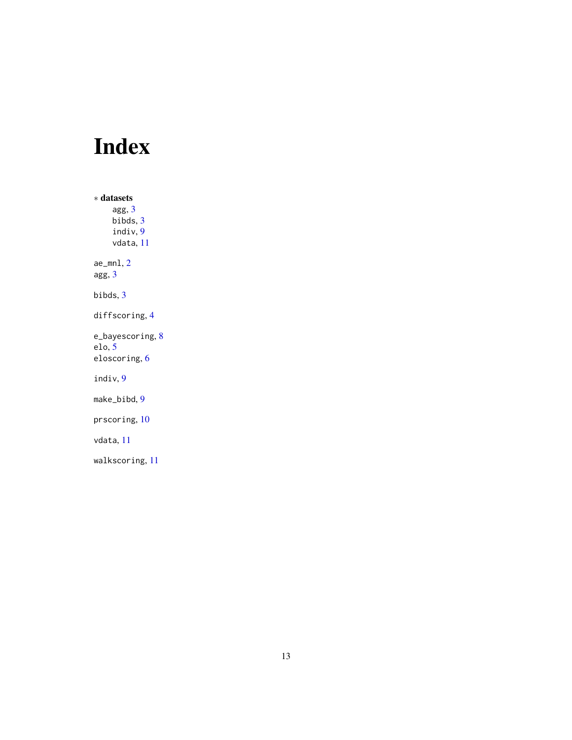# Index

* **datasets**
    - agg, 3
    - bibds, 3
    - indiv, 9
    - vdata, 11

ae_mnl, 2
agg, 3

bibds, 3

diffscoring, 4

e_bayescoring, 8
elo, 5
eloscoring, 6

indiv, 9

make_bibd, 9

prscoring, 10

vdata, 11

walkscoring, 11